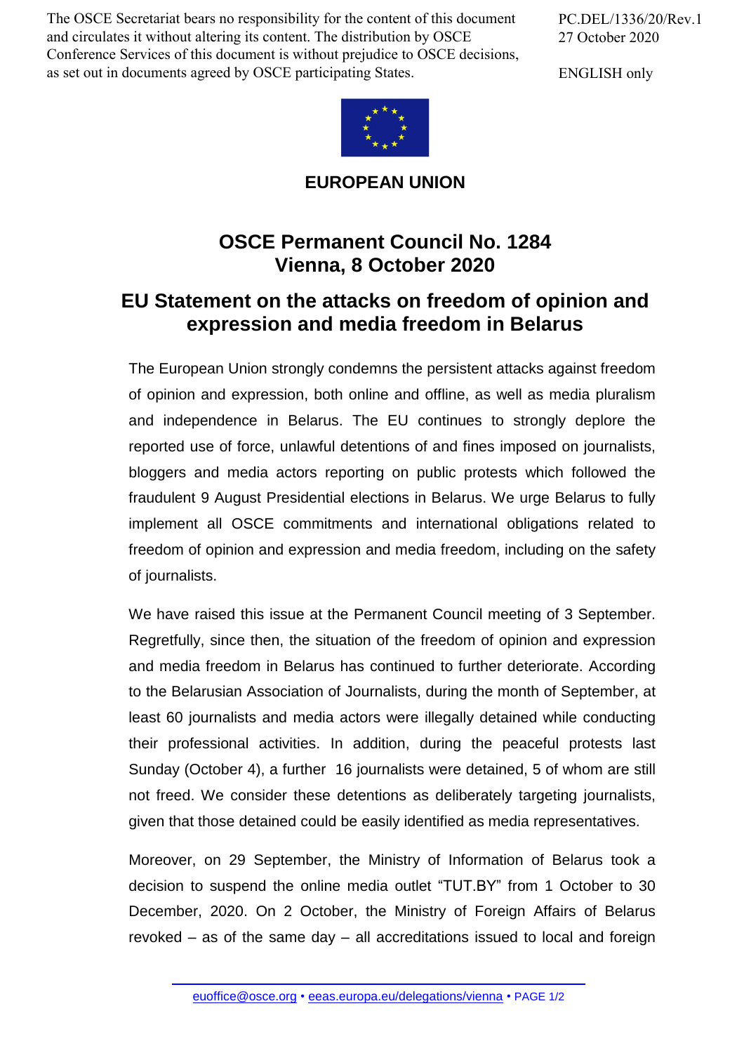The OSCE Secretariat bears no responsibility for the content of this document and circulates it without altering its content. The distribution by OSCE Conference Services of this document is without prejudice to OSCE decisions, as set out in documents agreed by OSCE participating States.

PC.DEL/1336/20/Rev.1
27 October 2020

ENGLISH only

**EUROPEAN UNION**

# OSCE Permanent Council No. 1284
# Vienna, 8 October 2020

## EU Statement on the attacks on freedom of opinion and expression and media freedom in Belarus

The European Union strongly condemns the persistent attacks against freedom of opinion and expression, both online and offline, as well as media pluralism and independence in Belarus. The EU continues to strongly deplore the reported use of force, unlawful detentions of and fines imposed on journalists, bloggers and media actors reporting on public protests which followed the fraudulent 9 August Presidential elections in Belarus. We urge Belarus to fully implement all OSCE commitments and international obligations related to freedom of opinion and expression and media freedom, including on the safety of journalists.

We have raised this issue at the Permanent Council meeting of 3 September. Regretfully, since then, the situation of the freedom of opinion and expression and media freedom in Belarus has continued to further deteriorate. According to the Belarusian Association of Journalists, during the month of September, at least 60 journalists and media actors were illegally detained while conducting their professional activities. In addition, during the peaceful protests last Sunday (October 4), a further 16 journalists were detained, 5 of whom are still not freed. We consider these detentions as deliberately targeting journalists, given that those detained could be easily identified as media representatives.

Moreover, on 29 September, the Ministry of Information of Belarus took a decision to suspend the online media outlet "TUT.BY" from 1 October to 30 December, 2020. On 2 October, the Ministry of Foreign Affairs of Belarus revoked – as of the same day – all accreditations issued to local and foreign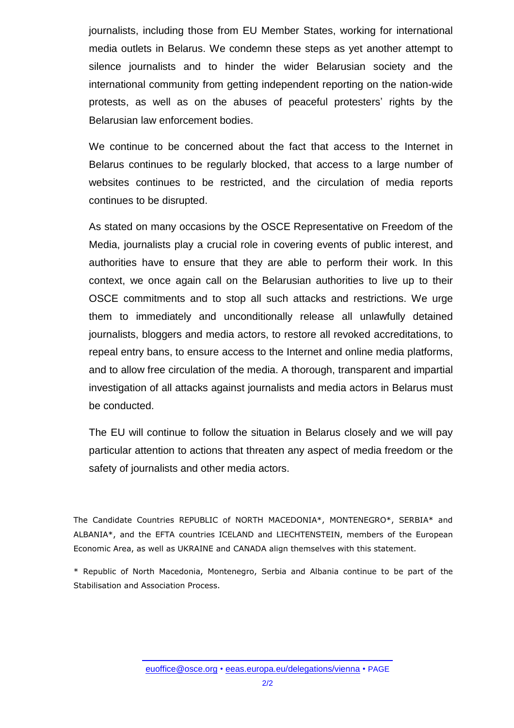journalists, including those from EU Member States, working for international media outlets in Belarus. We condemn these steps as yet another attempt to silence journalists and to hinder the wider Belarusian society and the international community from getting independent reporting on the nation-wide protests, as well as on the abuses of peaceful protesters' rights by the Belarusian law enforcement bodies.

We continue to be concerned about the fact that access to the Internet in Belarus continues to be regularly blocked, that access to a large number of websites continues to be restricted, and the circulation of media reports continues to be disrupted.

As stated on many occasions by the OSCE Representative on Freedom of the Media, journalists play a crucial role in covering events of public interest, and authorities have to ensure that they are able to perform their work. In this context, we once again call on the Belarusian authorities to live up to their OSCE commitments and to stop all such attacks and restrictions. We urge them to immediately and unconditionally release all unlawfully detained journalists, bloggers and media actors, to restore all revoked accreditations, to repeal entry bans, to ensure access to the Internet and online media platforms, and to allow free circulation of the media. A thorough, transparent and impartial investigation of all attacks against journalists and media actors in Belarus must be conducted.

The EU will continue to follow the situation in Belarus closely and we will pay particular attention to actions that threaten any aspect of media freedom or the safety of journalists and other media actors.

The Candidate Countries REPUBLIC of NORTH MACEDONIA*, MONTENEGRO*, SERBIA* and ALBANIA*, and the EFTA countries ICELAND and LIECHTENSTEIN, members of the European Economic Area, as well as UKRAINE and CANADA align themselves with this statement.

* Republic of North Macedonia, Montenegro, Serbia and Albania continue to be part of the Stabilisation and Association Process.

euoffice@osce.org • eeas.europa.eu/delegations/vienna